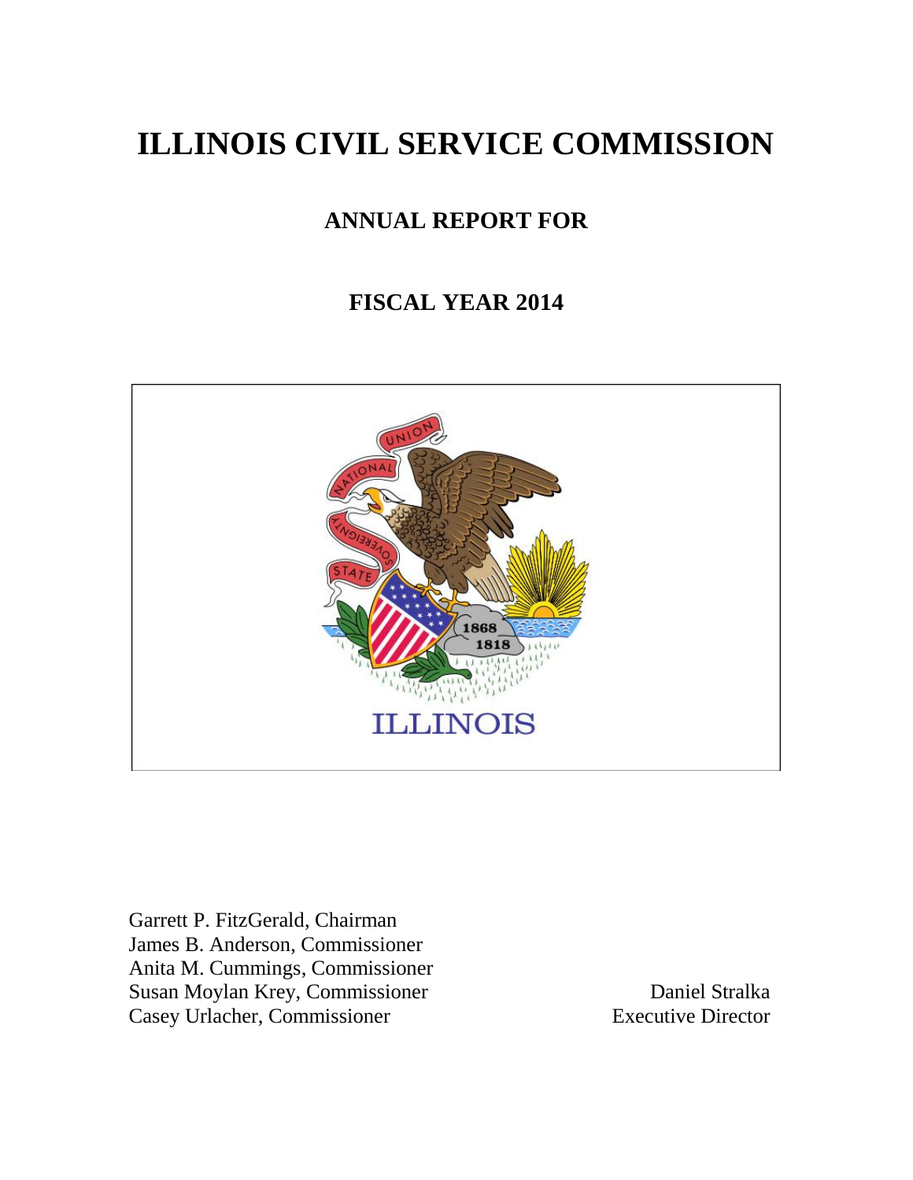# ILLINOIS CIVIL SERVICE COMMISSION

## ANNUAL REPORT FOR

## FISCAL YEAR 2014

Garrett P. FitzGerald, Chairman
James B. Anderson, Commissioner
Anita M. Cummings, Commissioner
Susan Moylan Krey, Commissioner
Casey Urlacher, Commissioner

Daniel Stralka
Executive Director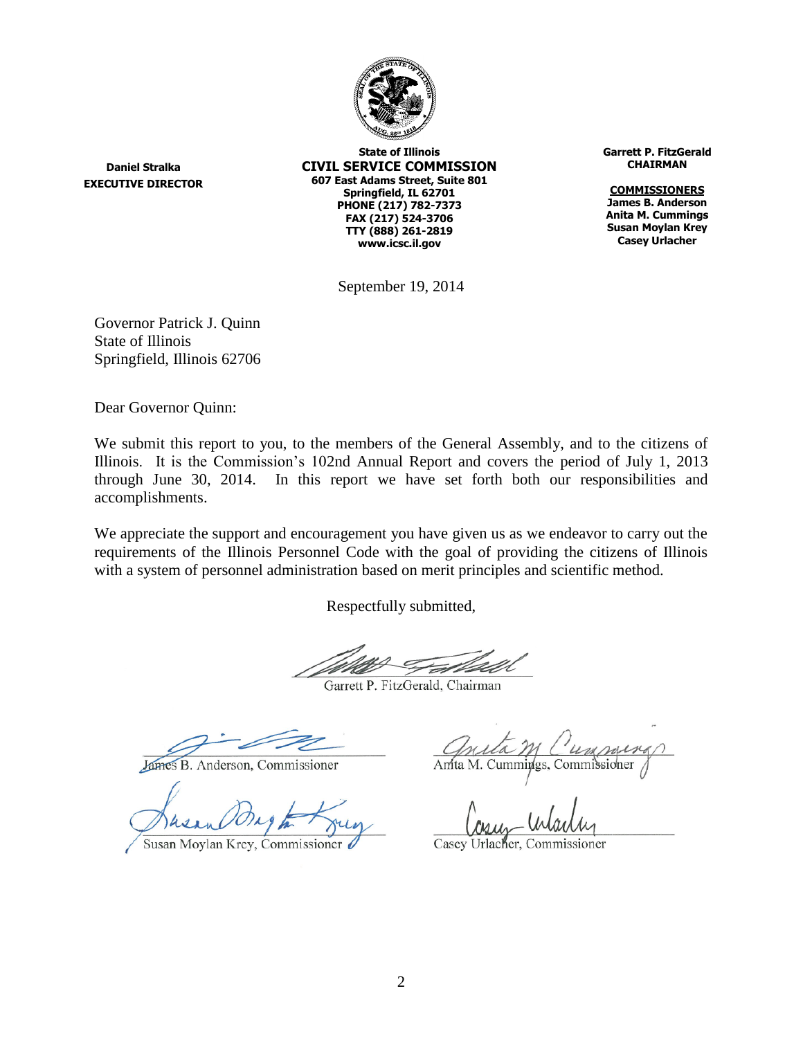**Daniel Stralka**
**EXECUTIVE DIRECTOR**

**State of Illinois**
**CIVIL SERVICE COMMISSION**
**607 East Adams Street, Suite 801**
**Springfield, IL 62701**
**PHONE (217) 782-7373**
**FAX (217) 524-3706**
**TTY (888) 261-2819**
**www.icsc.il.gov**

**Garrett P. FitzGerald**
**CHAIRMAN**

**COMMISSIONERS**
**James B. Anderson**
**Anita M. Cummings**
**Susan Moylan Krey**
**Casey Urlacher**

September 19, 2014

Governor Patrick J. Quinn
State of Illinois
Springfield, Illinois 62706

Dear Governor Quinn:

We submit this report to you, to the members of the General Assembly, and to the citizens of Illinois. It is the Commission's 102nd Annual Report and covers the period of July 1, 2013 through June 30, 2014. In this report we have set forth both our responsibilities and accomplishments.

We appreciate the support and encouragement you have given us as we endeavor to carry out the requirements of the Illinois Personnel Code with the goal of providing the citizens of Illinois with a system of personnel administration based on merit principles and scientific method.

Respectfully submitted,

Garrett P. FitzGerald, Chairman

James B. Anderson, Commissioner

Anita M. Cummings, Commissioner

Susan Moylan Krey, Commissioner

Casey Urlacher, Commissioner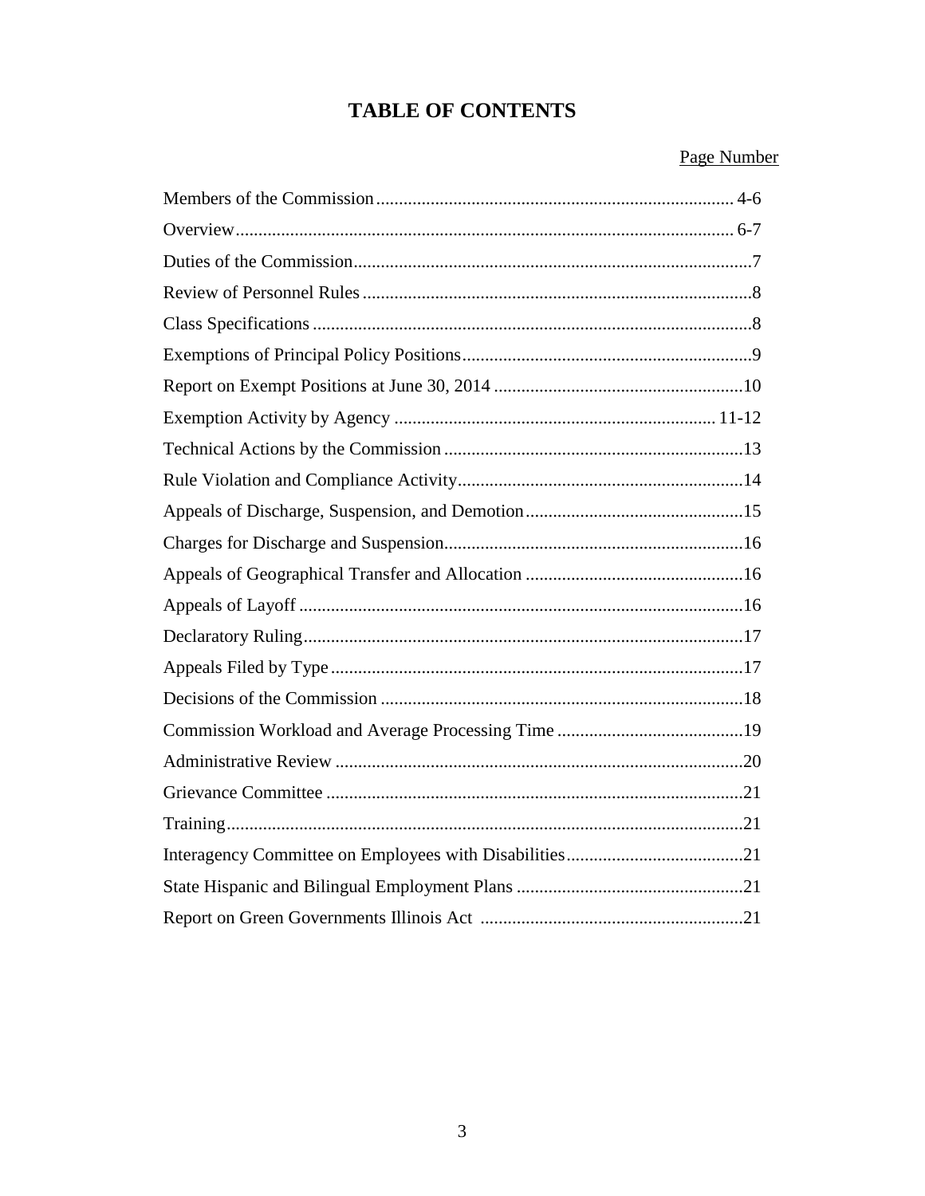# TABLE OF CONTENTS

| | Page Number |
|---|---|
| Members of the Commission | 4-6 |
| Overview | 6-7 |
| Duties of the Commission | 7 |
| Review of Personnel Rules | 8 |
| Class Specifications | 8 |
| Exemptions of Principal Policy Positions | 9 |
| Report on Exempt Positions at June 30, 2014 | 10 |
| Exemption Activity by Agency | 11-12 |
| Technical Actions by the Commission | 13 |
| Rule Violation and Compliance Activity | 14 |
| Appeals of Discharge, Suspension, and Demotion | 15 |
| Charges for Discharge and Suspension | 16 |
| Appeals of Geographical Transfer and Allocation | 16 |
| Appeals of Layoff | 16 |
| Declaratory Ruling | 17 |
| Appeals Filed by Type | 17 |
| Decisions of the Commission | 18 |
| Commission Workload and Average Processing Time | 19 |
| Administrative Review | 20 |
| Grievance Committee | 21 |
| Training | 21 |
| Interagency Committee on Employees with Disabilities | 21 |
| State Hispanic and Bilingual Employment Plans | 21 |
| Report on Green Governments Illinois Act | 21 |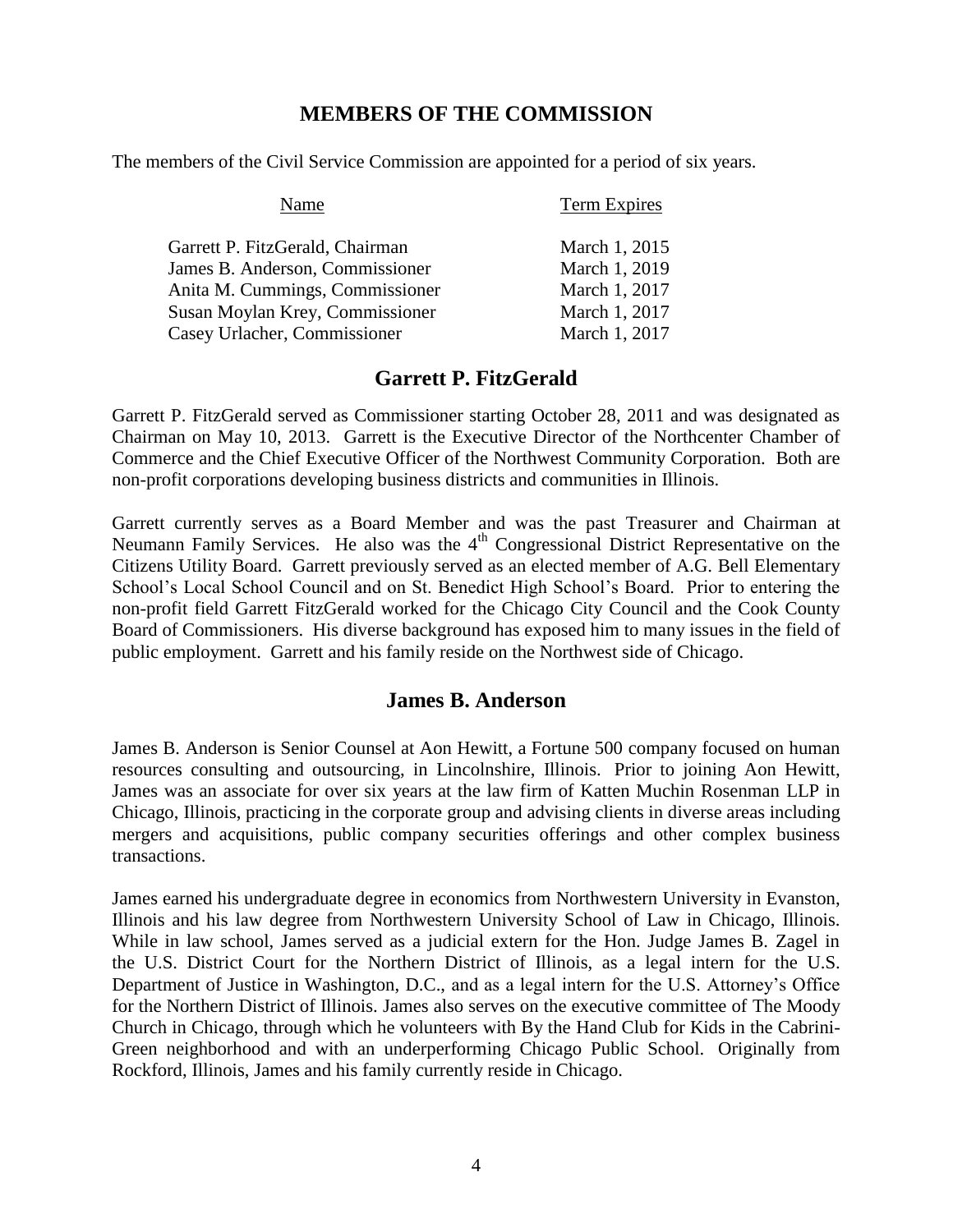## MEMBERS OF THE COMMISSION

The members of the Civil Service Commission are appointed for a period of six years.

| Name | Term Expires |
|---|---|
| Garrett P. FitzGerald, Chairman | March 1, 2015 |
| James B. Anderson, Commissioner | March 1, 2019 |
| Anita M. Cummings, Commissioner | March 1, 2017 |
| Susan Moylan Krey, Commissioner | March 1, 2017 |
| Casey Urlacher, Commissioner | March 1, 2017 |

## Garrett P. FitzGerald

Garrett P. FitzGerald served as Commissioner starting October 28, 2011 and was designated as Chairman on May 10, 2013. Garrett is the Executive Director of the Northcenter Chamber of Commerce and the Chief Executive Officer of the Northwest Community Corporation. Both are non-profit corporations developing business districts and communities in Illinois.

Garrett currently serves as a Board Member and was the past Treasurer and Chairman at Neumann Family Services. He also was the 4th Congressional District Representative on the Citizens Utility Board. Garrett previously served as an elected member of A.G. Bell Elementary School's Local School Council and on St. Benedict High School's Board. Prior to entering the non-profit field Garrett FitzGerald worked for the Chicago City Council and the Cook County Board of Commissioners. His diverse background has exposed him to many issues in the field of public employment. Garrett and his family reside on the Northwest side of Chicago.

## James B. Anderson

James B. Anderson is Senior Counsel at Aon Hewitt, a Fortune 500 company focused on human resources consulting and outsourcing, in Lincolnshire, Illinois. Prior to joining Aon Hewitt, James was an associate for over six years at the law firm of Katten Muchin Rosenman LLP in Chicago, Illinois, practicing in the corporate group and advising clients in diverse areas including mergers and acquisitions, public company securities offerings and other complex business transactions.

James earned his undergraduate degree in economics from Northwestern University in Evanston, Illinois and his law degree from Northwestern University School of Law in Chicago, Illinois. While in law school, James served as a judicial extern for the Hon. Judge James B. Zagel in the U.S. District Court for the Northern District of Illinois, as a legal intern for the U.S. Department of Justice in Washington, D.C., and as a legal intern for the U.S. Attorney's Office for the Northern District of Illinois. James also serves on the executive committee of The Moody Church in Chicago, through which he volunteers with By the Hand Club for Kids in the Cabrini-Green neighborhood and with an underperforming Chicago Public School. Originally from Rockford, Illinois, James and his family currently reside in Chicago.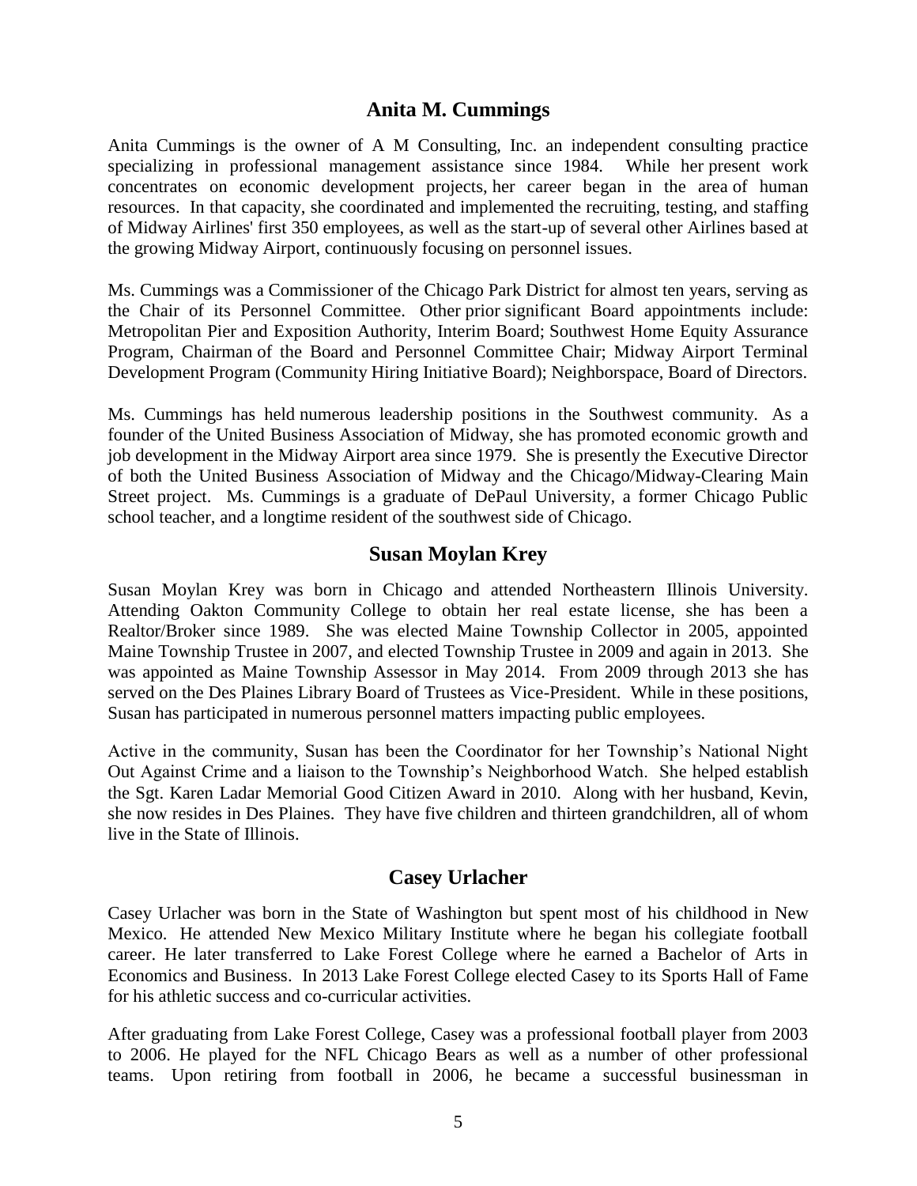## Anita M. Cummings

Anita Cummings is the owner of A M Consulting, Inc. an independent consulting practice specializing in professional management assistance since 1984. While her present work concentrates on economic development projects, her career began in the area of human resources. In that capacity, she coordinated and implemented the recruiting, testing, and staffing of Midway Airlines' first 350 employees, as well as the start-up of several other Airlines based at the growing Midway Airport, continuously focusing on personnel issues.

Ms. Cummings was a Commissioner of the Chicago Park District for almost ten years, serving as the Chair of its Personnel Committee. Other prior significant Board appointments include: Metropolitan Pier and Exposition Authority, Interim Board; Southwest Home Equity Assurance Program, Chairman of the Board and Personnel Committee Chair; Midway Airport Terminal Development Program (Community Hiring Initiative Board); Neighborspace, Board of Directors.

Ms. Cummings has held numerous leadership positions in the Southwest community. As a founder of the United Business Association of Midway, she has promoted economic growth and job development in the Midway Airport area since 1979. She is presently the Executive Director of both the United Business Association of Midway and the Chicago/Midway-Clearing Main Street project. Ms. Cummings is a graduate of DePaul University, a former Chicago Public school teacher, and a longtime resident of the southwest side of Chicago.

## Susan Moylan Krey

Susan Moylan Krey was born in Chicago and attended Northeastern Illinois University. Attending Oakton Community College to obtain her real estate license, she has been a Realtor/Broker since 1989. She was elected Maine Township Collector in 2005, appointed Maine Township Trustee in 2007, and elected Township Trustee in 2009 and again in 2013. She was appointed as Maine Township Assessor in May 2014. From 2009 through 2013 she has served on the Des Plaines Library Board of Trustees as Vice-President. While in these positions, Susan has participated in numerous personnel matters impacting public employees.

Active in the community, Susan has been the Coordinator for her Township's National Night Out Against Crime and a liaison to the Township's Neighborhood Watch. She helped establish the Sgt. Karen Ladar Memorial Good Citizen Award in 2010. Along with her husband, Kevin, she now resides in Des Plaines. They have five children and thirteen grandchildren, all of whom live in the State of Illinois.

## Casey Urlacher

Casey Urlacher was born in the State of Washington but spent most of his childhood in New Mexico. He attended New Mexico Military Institute where he began his collegiate football career. He later transferred to Lake Forest College where he earned a Bachelor of Arts in Economics and Business. In 2013 Lake Forest College elected Casey to its Sports Hall of Fame for his athletic success and co-curricular activities.

After graduating from Lake Forest College, Casey was a professional football player from 2003 to 2006. He played for the NFL Chicago Bears as well as a number of other professional teams. Upon retiring from football in 2006, he became a successful businessman in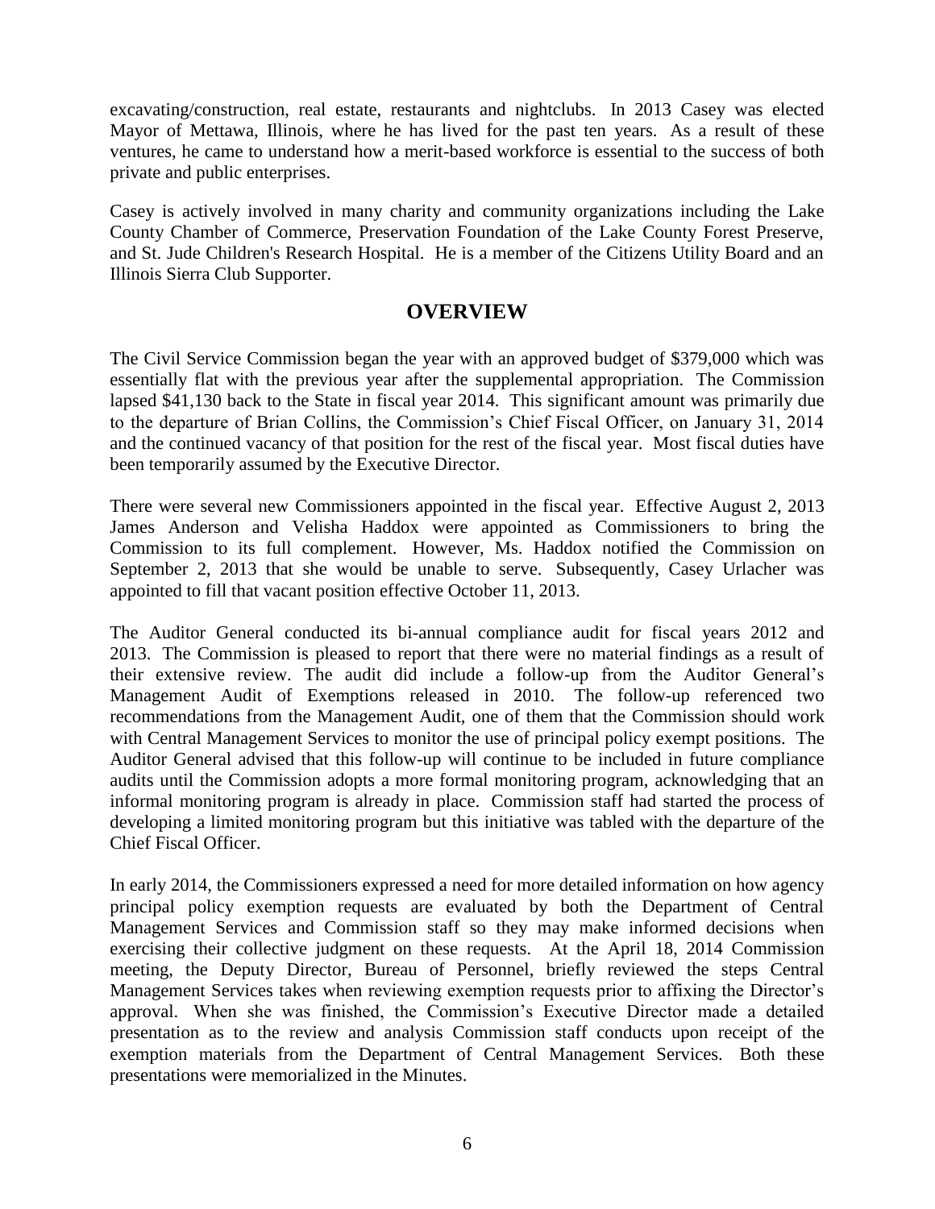excavating/construction, real estate, restaurants and nightclubs. In 2013 Casey was elected Mayor of Mettawa, Illinois, where he has lived for the past ten years. As a result of these ventures, he came to understand how a merit-based workforce is essential to the success of both private and public enterprises.

Casey is actively involved in many charity and community organizations including the Lake County Chamber of Commerce, Preservation Foundation of the Lake County Forest Preserve, and St. Jude Children's Research Hospital. He is a member of the Citizens Utility Board and an Illinois Sierra Club Supporter.

## OVERVIEW

The Civil Service Commission began the year with an approved budget of $379,000 which was essentially flat with the previous year after the supplemental appropriation. The Commission lapsed $41,130 back to the State in fiscal year 2014. This significant amount was primarily due to the departure of Brian Collins, the Commission's Chief Fiscal Officer, on January 31, 2014 and the continued vacancy of that position for the rest of the fiscal year. Most fiscal duties have been temporarily assumed by the Executive Director.

There were several new Commissioners appointed in the fiscal year. Effective August 2, 2013 James Anderson and Velisha Haddox were appointed as Commissioners to bring the Commission to its full complement. However, Ms. Haddox notified the Commission on September 2, 2013 that she would be unable to serve. Subsequently, Casey Urlacher was appointed to fill that vacant position effective October 11, 2013.

The Auditor General conducted its bi-annual compliance audit for fiscal years 2012 and 2013. The Commission is pleased to report that there were no material findings as a result of their extensive review. The audit did include a follow-up from the Auditor General's Management Audit of Exemptions released in 2010. The follow-up referenced two recommendations from the Management Audit, one of them that the Commission should work with Central Management Services to monitor the use of principal policy exempt positions. The Auditor General advised that this follow-up will continue to be included in future compliance audits until the Commission adopts a more formal monitoring program, acknowledging that an informal monitoring program is already in place. Commission staff had started the process of developing a limited monitoring program but this initiative was tabled with the departure of the Chief Fiscal Officer.

In early 2014, the Commissioners expressed a need for more detailed information on how agency principal policy exemption requests are evaluated by both the Department of Central Management Services and Commission staff so they may make informed decisions when exercising their collective judgment on these requests. At the April 18, 2014 Commission meeting, the Deputy Director, Bureau of Personnel, briefly reviewed the steps Central Management Services takes when reviewing exemption requests prior to affixing the Director's approval. When she was finished, the Commission's Executive Director made a detailed presentation as to the review and analysis Commission staff conducts upon receipt of the exemption materials from the Department of Central Management Services. Both these presentations were memorialized in the Minutes.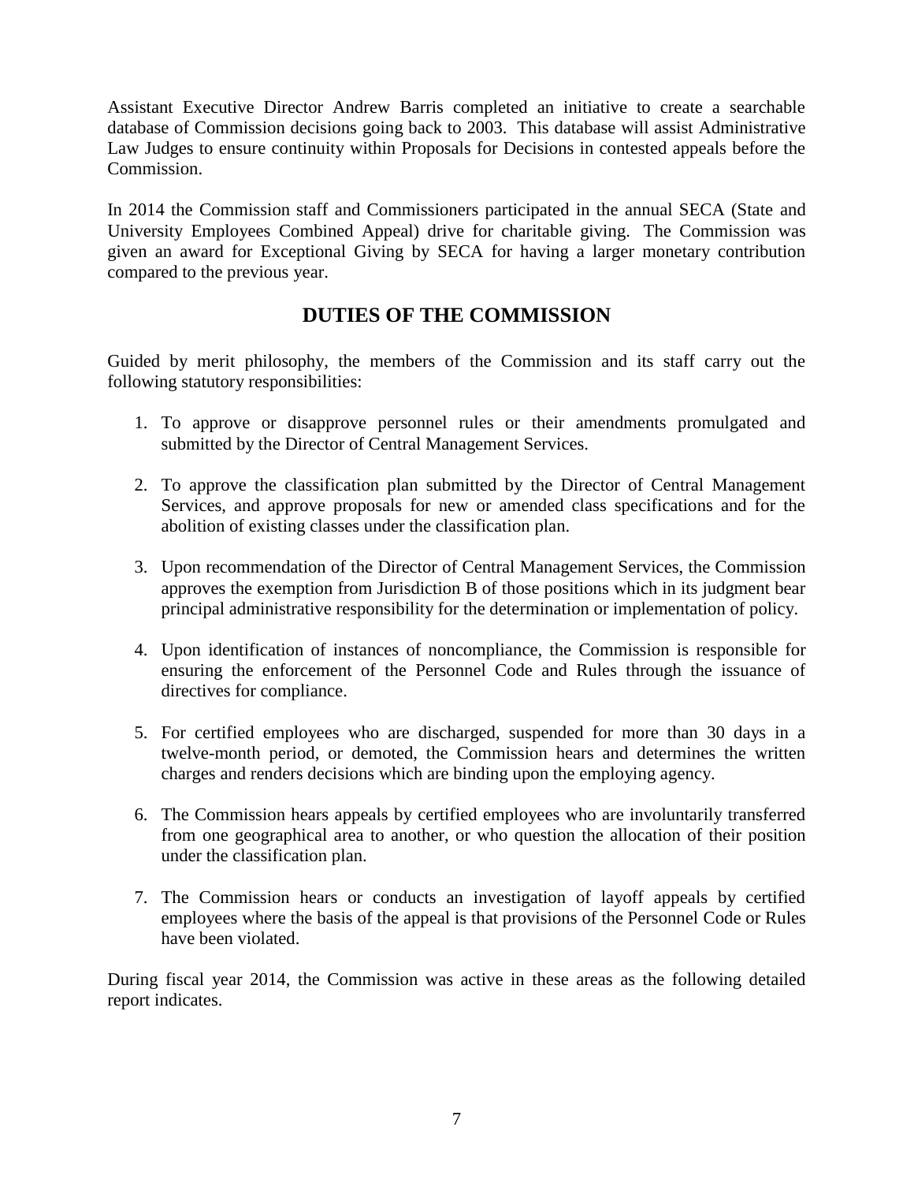Assistant Executive Director Andrew Barris completed an initiative to create a searchable database of Commission decisions going back to 2003. This database will assist Administrative Law Judges to ensure continuity within Proposals for Decisions in contested appeals before the Commission.

In 2014 the Commission staff and Commissioners participated in the annual SECA (State and University Employees Combined Appeal) drive for charitable giving. The Commission was given an award for Exceptional Giving by SECA for having a larger monetary contribution compared to the previous year.

## DUTIES OF THE COMMISSION

Guided by merit philosophy, the members of the Commission and its staff carry out the following statutory responsibilities:

1. To approve or disapprove personnel rules or their amendments promulgated and submitted by the Director of Central Management Services.

2. To approve the classification plan submitted by the Director of Central Management Services, and approve proposals for new or amended class specifications and for the abolition of existing classes under the classification plan.

3. Upon recommendation of the Director of Central Management Services, the Commission approves the exemption from Jurisdiction B of those positions which in its judgment bear principal administrative responsibility for the determination or implementation of policy.

4. Upon identification of instances of noncompliance, the Commission is responsible for ensuring the enforcement of the Personnel Code and Rules through the issuance of directives for compliance.

5. For certified employees who are discharged, suspended for more than 30 days in a twelve-month period, or demoted, the Commission hears and determines the written charges and renders decisions which are binding upon the employing agency.

6. The Commission hears appeals by certified employees who are involuntarily transferred from one geographical area to another, or who question the allocation of their position under the classification plan.

7. The Commission hears or conducts an investigation of layoff appeals by certified employees where the basis of the appeal is that provisions of the Personnel Code or Rules have been violated.

During fiscal year 2014, the Commission was active in these areas as the following detailed report indicates.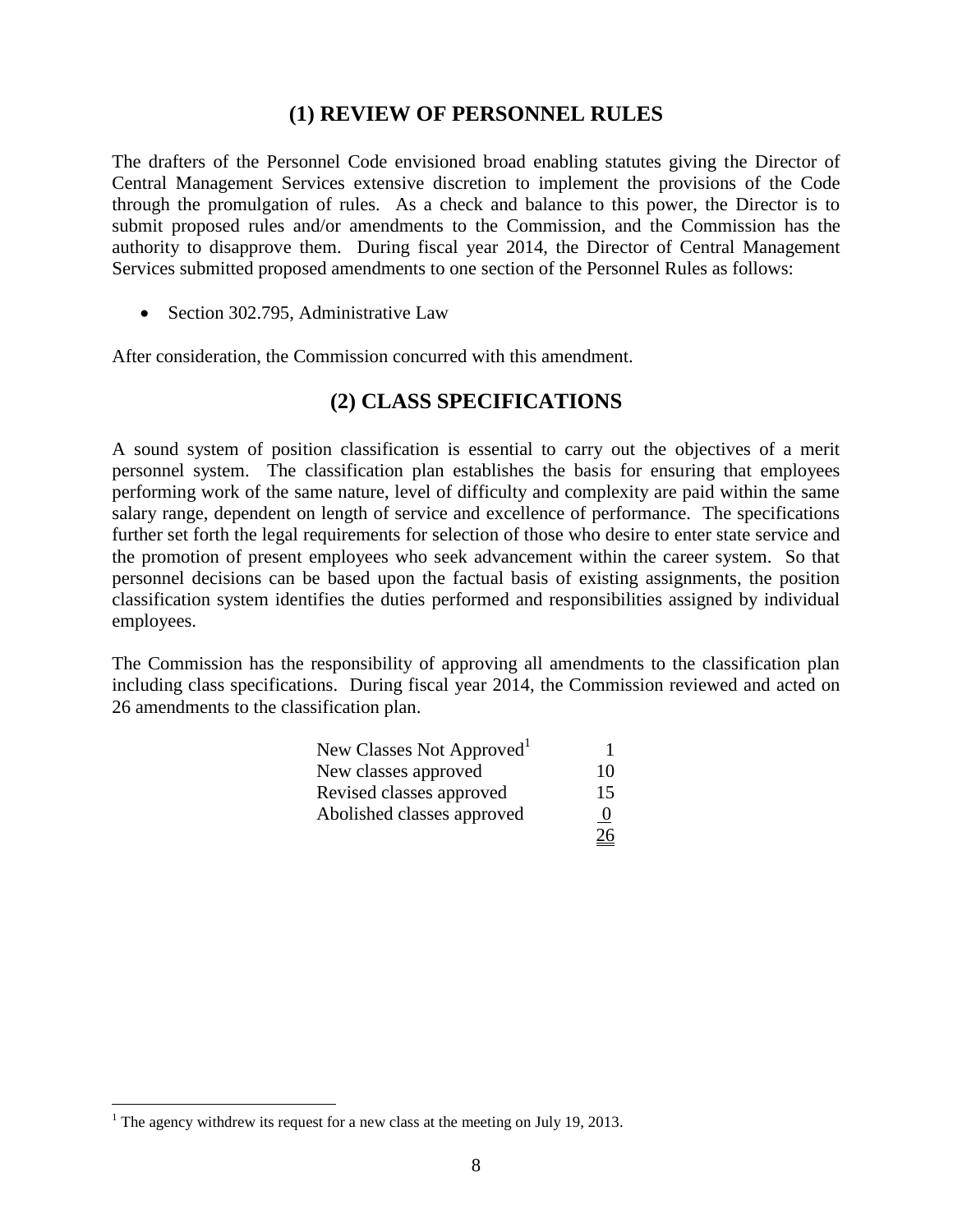## (1) REVIEW OF PERSONNEL RULES

The drafters of the Personnel Code envisioned broad enabling statutes giving the Director of Central Management Services extensive discretion to implement the provisions of the Code through the promulgation of rules. As a check and balance to this power, the Director is to submit proposed rules and/or amendments to the Commission, and the Commission has the authority to disapprove them. During fiscal year 2014, the Director of Central Management Services submitted proposed amendments to one section of the Personnel Rules as follows:

- Section 302.795, Administrative Law

After consideration, the Commission concurred with this amendment.

## (2) CLASS SPECIFICATIONS

A sound system of position classification is essential to carry out the objectives of a merit personnel system. The classification plan establishes the basis for ensuring that employees performing work of the same nature, level of difficulty and complexity are paid within the same salary range, dependent on length of service and excellence of performance. The specifications further set forth the legal requirements for selection of those who desire to enter state service and the promotion of present employees who seek advancement within the career system. So that personnel decisions can be based upon the factual basis of existing assignments, the position classification system identifies the duties performed and responsibilities assigned by individual employees.

The Commission has the responsibility of approving all amendments to the classification plan including class specifications. During fiscal year 2014, the Commission reviewed and acted on 26 amendments to the classification plan.

| | |
|---|---|
| New Classes Not Approved[1] | 1 |
| New classes approved | 10 |
| Revised classes approved | 15 |
| Abolished classes approved | 0 |
| | 26 |

[1] The agency withdrew its request for a new class at the meeting on July 19, 2013.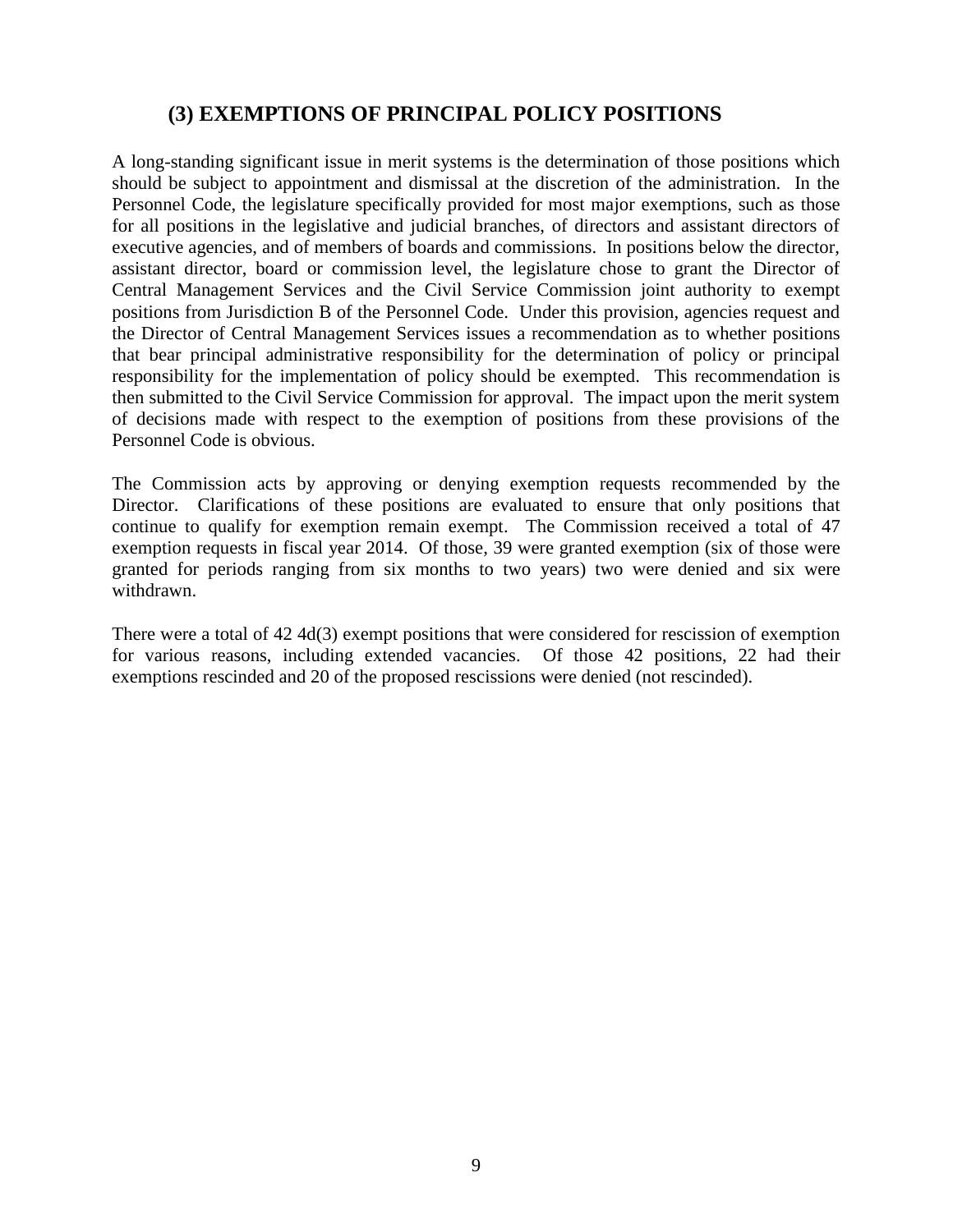## (3) EXEMPTIONS OF PRINCIPAL POLICY POSITIONS

A long-standing significant issue in merit systems is the determination of those positions which should be subject to appointment and dismissal at the discretion of the administration. In the Personnel Code, the legislature specifically provided for most major exemptions, such as those for all positions in the legislative and judicial branches, of directors and assistant directors of executive agencies, and of members of boards and commissions. In positions below the director, assistant director, board or commission level, the legislature chose to grant the Director of Central Management Services and the Civil Service Commission joint authority to exempt positions from Jurisdiction B of the Personnel Code. Under this provision, agencies request and the Director of Central Management Services issues a recommendation as to whether positions that bear principal administrative responsibility for the determination of policy or principal responsibility for the implementation of policy should be exempted. This recommendation is then submitted to the Civil Service Commission for approval. The impact upon the merit system of decisions made with respect to the exemption of positions from these provisions of the Personnel Code is obvious.

The Commission acts by approving or denying exemption requests recommended by the Director. Clarifications of these positions are evaluated to ensure that only positions that continue to qualify for exemption remain exempt. The Commission received a total of 47 exemption requests in fiscal year 2014. Of those, 39 were granted exemption (six of those were granted for periods ranging from six months to two years) two were denied and six were withdrawn.

There were a total of 42 4d(3) exempt positions that were considered for rescission of exemption for various reasons, including extended vacancies. Of those 42 positions, 22 had their exemptions rescinded and 20 of the proposed rescissions were denied (not rescinded).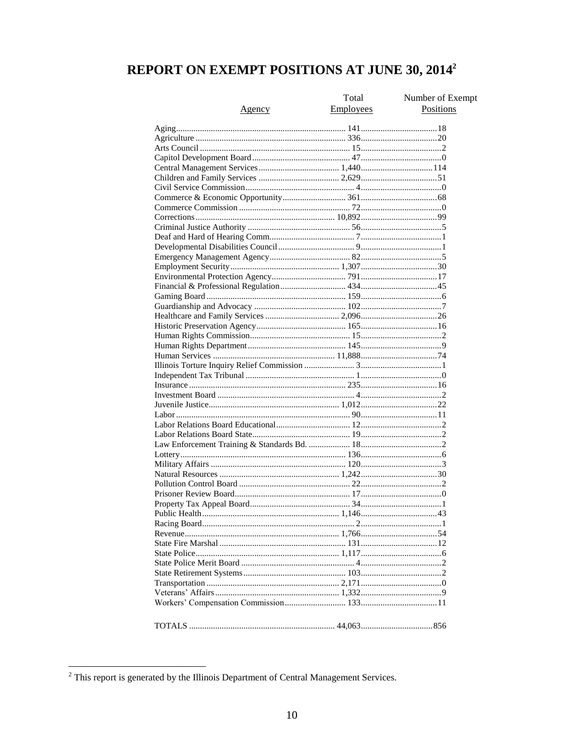# REPORT ON EXEMPT POSITIONS AT JUNE 30, 2014[2]

| Agency | Total Employees | Number of Exempt Positions |
|---|---|---|
| Aging | 141 | 18 |
| Agriculture | 336 | 20 |
| Arts Council | 15 | 2 |
| Capitol Development Board | 47 | 0 |
| Central Management Services | 1,440 | 114 |
| Children and Family Services | 2,629 | 51 |
| Civil Service Commission | 4 | 0 |
| Commerce & Economic Opportunity | 361 | 68 |
| Commerce Commission | 72 | 0 |
| Corrections | 10,892 | 99 |
| Criminal Justice Authority | 56 | 5 |
| Deaf and Hard of Hearing Comm. | 7 | 1 |
| Developmental Disabilities Council | 9 | 1 |
| Emergency Management Agency | 82 | 5 |
| Employment Security | 1,307 | 30 |
| Environmental Protection Agency | 791 | 17 |
| Financial & Professional Regulation | 434 | 45 |
| Gaming Board | 159 | 6 |
| Guardianship and Advocacy | 102 | 7 |
| Healthcare and Family Services | 2,096 | 26 |
| Historic Preservation Agency | 165 | 16 |
| Human Rights Commission | 15 | 2 |
| Human Rights Department | 145 | 9 |
| Human Services | 11,888 | 74 |
| Illinois Torture Inquiry Relief Commission | 3 | 1 |
| Independent Tax Tribunal | 1 | 0 |
| Insurance | 235 | 16 |
| Investment Board | 4 | 2 |
| Juvenile Justice | 1,012 | 22 |
| Labor | 90 | 11 |
| Labor Relations Board Educational | 12 | 2 |
| Labor Relations Board State | 19 | 2 |
| Law Enforcement Training & Standards Bd. | 18 | 2 |
| Lottery | 136 | 6 |
| Military Affairs | 120 | 3 |
| Natural Resources | 1,242 | 30 |
| Pollution Control Board | 22 | 2 |
| Prisoner Review Board | 17 | 0 |
| Property Tax Appeal Board | 34 | 1 |
| Public Health | 1,146 | 43 |
| Racing Board | 2 | 1 |
| Revenue | 1,766 | 54 |
| State Fire Marshal | 131 | 12 |
| State Police | 1,117 | 6 |
| State Police Merit Board | 4 | 2 |
| State Retirement Systems | 103 | 2 |
| Transportation | 2,171 | 0 |
| Veterans' Affairs | 1,332 | 9 |
| Workers' Compensation Commission | 133 | 11 |
| TOTALS | 44,063 | 856 |

[2] This report is generated by the Illinois Department of Central Management Services.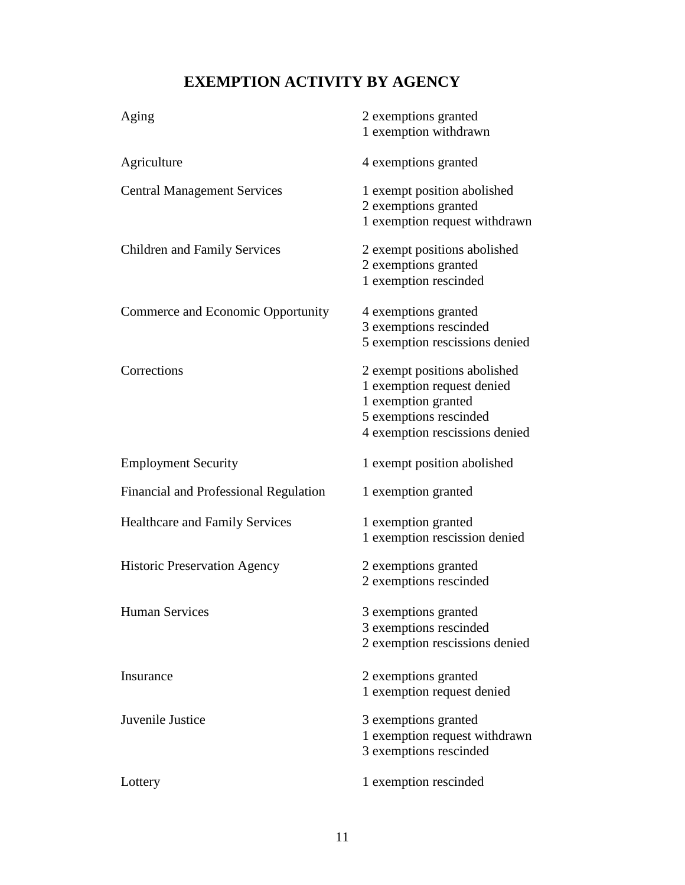# EXEMPTION ACTIVITY BY AGENCY

| Agency | Activity |
|---|---|
| Aging | 2 exemptions granted<br>1 exemption withdrawn |
| Agriculture | 4 exemptions granted |
| Central Management Services | 1 exempt position abolished<br>2 exemptions granted<br>1 exemption request withdrawn |
| Children and Family Services | 2 exempt positions abolished<br>2 exemptions granted<br>1 exemption rescinded |
| Commerce and Economic Opportunity | 4 exemptions granted<br>3 exemptions rescinded<br>5 exemption rescissions denied |
| Corrections | 2 exempt positions abolished<br>1 exemption request denied<br>1 exemption granted<br>5 exemptions rescinded<br>4 exemption rescissions denied |
| Employment Security | 1 exempt position abolished |
| Financial and Professional Regulation | 1 exemption granted |
| Healthcare and Family Services | 1 exemption granted<br>1 exemption rescission denied |
| Historic Preservation Agency | 2 exemptions granted<br>2 exemptions rescinded |
| Human Services | 3 exemptions granted<br>3 exemptions rescinded<br>2 exemption rescissions denied |
| Insurance | 2 exemptions granted<br>1 exemption request denied |
| Juvenile Justice | 3 exemptions granted<br>1 exemption request withdrawn<br>3 exemptions rescinded |
| Lottery | 1 exemption rescinded |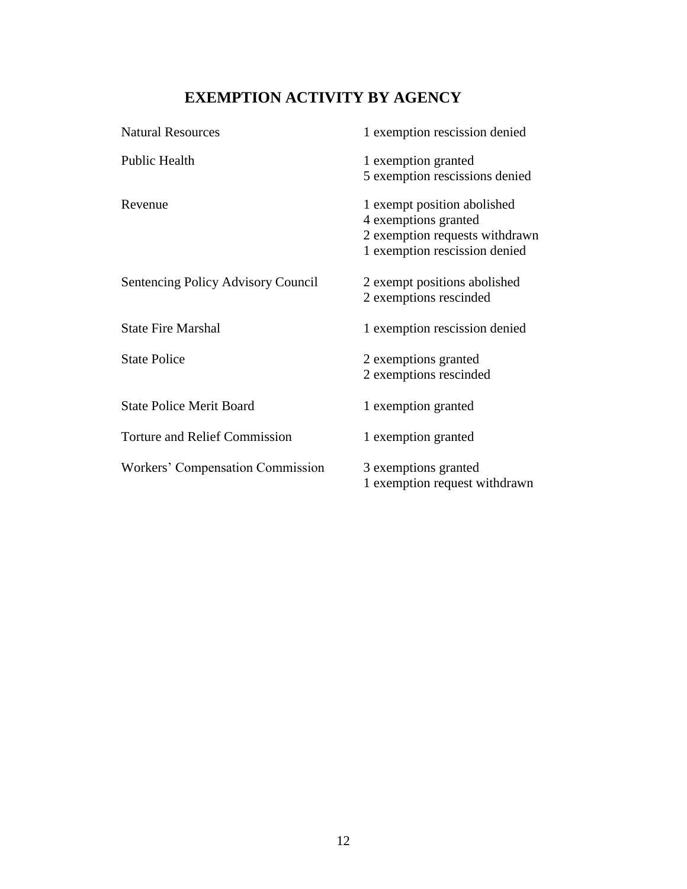# EXEMPTION ACTIVITY BY AGENCY

| Agency | Activity |
| --- | --- |
| Natural Resources | 1 exemption rescission denied |
| Public Health | 1 exemption granted<br>5 exemption rescissions denied |
| Revenue | 1 exempt position abolished<br>4 exemptions granted<br>2 exemption requests withdrawn<br>1 exemption rescission denied |
| Sentencing Policy Advisory Council | 2 exempt positions abolished<br>2 exemptions rescinded |
| State Fire Marshal | 1 exemption rescission denied |
| State Police | 2 exemptions granted<br>2 exemptions rescinded |
| State Police Merit Board | 1 exemption granted |
| Torture and Relief Commission | 1 exemption granted |
| Workers' Compensation Commission | 3 exemptions granted<br>1 exemption request withdrawn |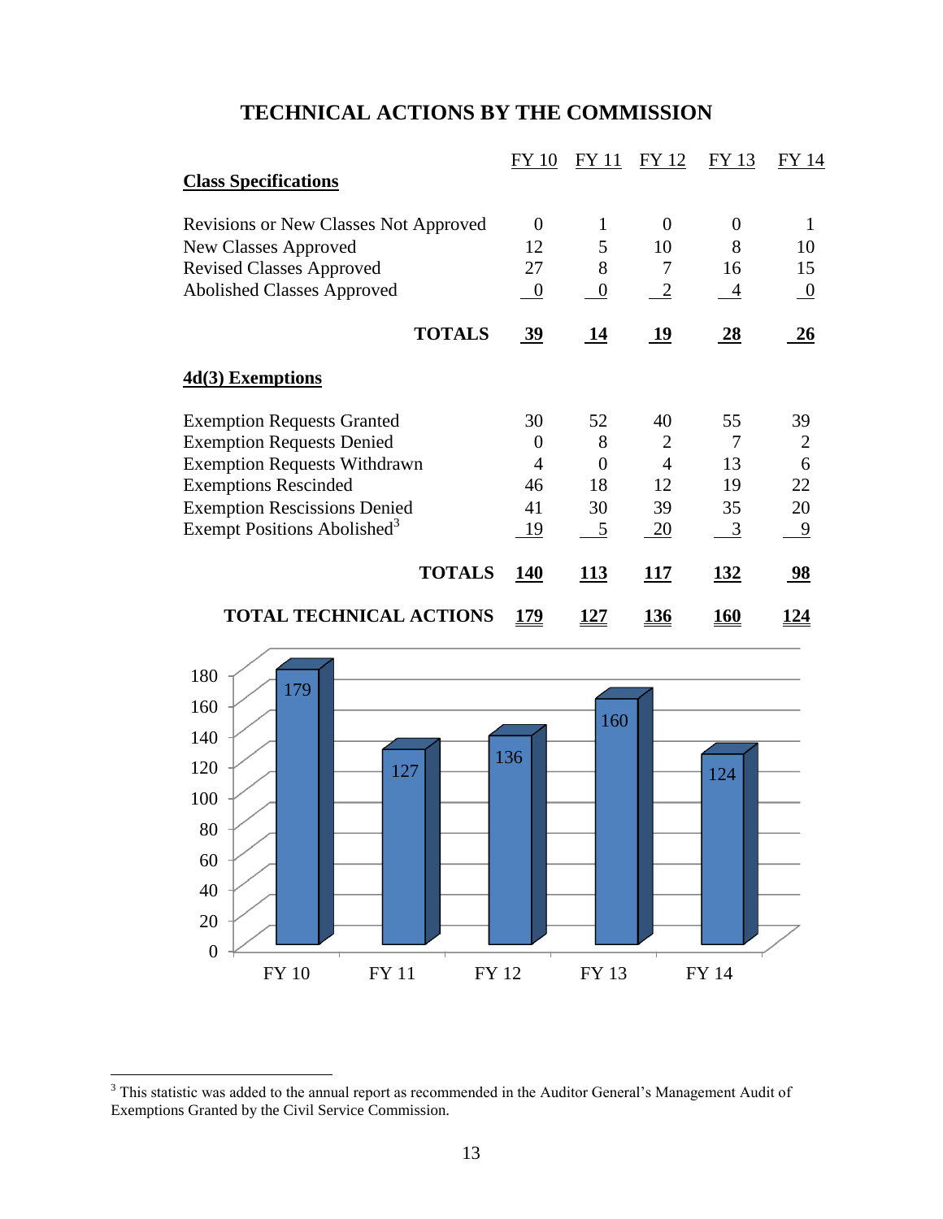# TECHNICAL ACTIONS BY THE COMMISSION

| | FY 10 | FY 11 | FY 12 | FY 13 | FY 14 |
|---|---|---|---|---|---|
| **Class Specifications** | | | | | |
| Revisions or New Classes Not Approved | 0 | 1 | 0 | 0 | 1 |
| New Classes Approved | 12 | 5 | 10 | 8 | 10 |
| Revised Classes Approved | 27 | 8 | 7 | 16 | 15 |
| Abolished Classes Approved | 0 | 0 | 2 | 4 | 0 |
| **TOTALS** | **39** | **14** | **19** | **28** | **26** |
| **4d(3) Exemptions** | | | | | |
| Exemption Requests Granted | 30 | 52 | 40 | 55 | 39 |
| Exemption Requests Denied | 0 | 8 | 2 | 7 | 2 |
| Exemption Requests Withdrawn | 4 | 0 | 4 | 13 | 6 |
| Exemptions Rescinded | 46 | 18 | 12 | 19 | 22 |
| Exemption Rescissions Denied | 41 | 30 | 39 | 35 | 20 |
| Exempt Positions Abolished[3] | 19 | 5 | 20 | 3 | 9 |
| **TOTALS** | **140** | **113** | **117** | **132** | **98** |
| **TOTAL TECHNICAL ACTIONS** | **179** | **127** | **136** | **160** | **124** |

| | FY 10 | FY 11 | FY 12 | FY 13 | FY 14 |
|---|---|---|---|---|---|
| Total Technical Actions | 179 | 127 | 136 | 160 | 124 |

[3] This statistic was added to the annual report as recommended in the Auditor General's Management Audit of Exemptions Granted by the Civil Service Commission.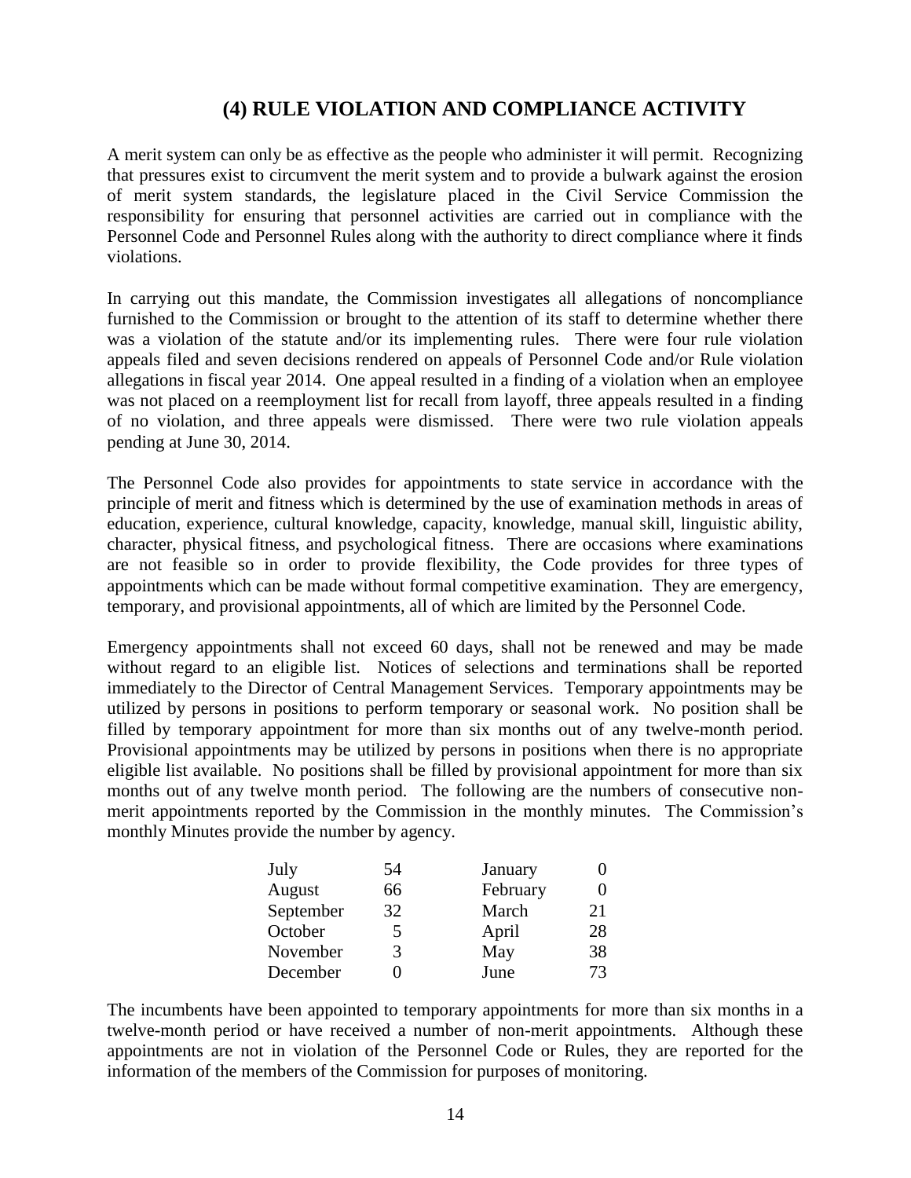## (4) RULE VIOLATION AND COMPLIANCE ACTIVITY

A merit system can only be as effective as the people who administer it will permit. Recognizing that pressures exist to circumvent the merit system and to provide a bulwark against the erosion of merit system standards, the legislature placed in the Civil Service Commission the responsibility for ensuring that personnel activities are carried out in compliance with the Personnel Code and Personnel Rules along with the authority to direct compliance where it finds violations.

In carrying out this mandate, the Commission investigates all allegations of noncompliance furnished to the Commission or brought to the attention of its staff to determine whether there was a violation of the statute and/or its implementing rules. There were four rule violation appeals filed and seven decisions rendered on appeals of Personnel Code and/or Rule violation allegations in fiscal year 2014. One appeal resulted in a finding of a violation when an employee was not placed on a reemployment list for recall from layoff, three appeals resulted in a finding of no violation, and three appeals were dismissed. There were two rule violation appeals pending at June 30, 2014.

The Personnel Code also provides for appointments to state service in accordance with the principle of merit and fitness which is determined by the use of examination methods in areas of education, experience, cultural knowledge, capacity, knowledge, manual skill, linguistic ability, character, physical fitness, and psychological fitness. There are occasions where examinations are not feasible so in order to provide flexibility, the Code provides for three types of appointments which can be made without formal competitive examination. They are emergency, temporary, and provisional appointments, all of which are limited by the Personnel Code.

Emergency appointments shall not exceed 60 days, shall not be renewed and may be made without regard to an eligible list. Notices of selections and terminations shall be reported immediately to the Director of Central Management Services. Temporary appointments may be utilized by persons in positions to perform temporary or seasonal work. No position shall be filled by temporary appointment for more than six months out of any twelve-month period. Provisional appointments may be utilized by persons in positions when there is no appropriate eligible list available. No positions shall be filled by provisional appointment for more than six months out of any twelve month period. The following are the numbers of consecutive non-merit appointments reported by the Commission in the monthly minutes. The Commission's monthly Minutes provide the number by agency.

| Month | Number | Month | Number |
|---|---|---|---|
| July | 54 | January | 0 |
| August | 66 | February | 0 |
| September | 32 | March | 21 |
| October | 5 | April | 28 |
| November | 3 | May | 38 |
| December | 0 | June | 73 |

The incumbents have been appointed to temporary appointments for more than six months in a twelve-month period or have received a number of non-merit appointments. Although these appointments are not in violation of the Personnel Code or Rules, they are reported for the information of the members of the Commission for purposes of monitoring.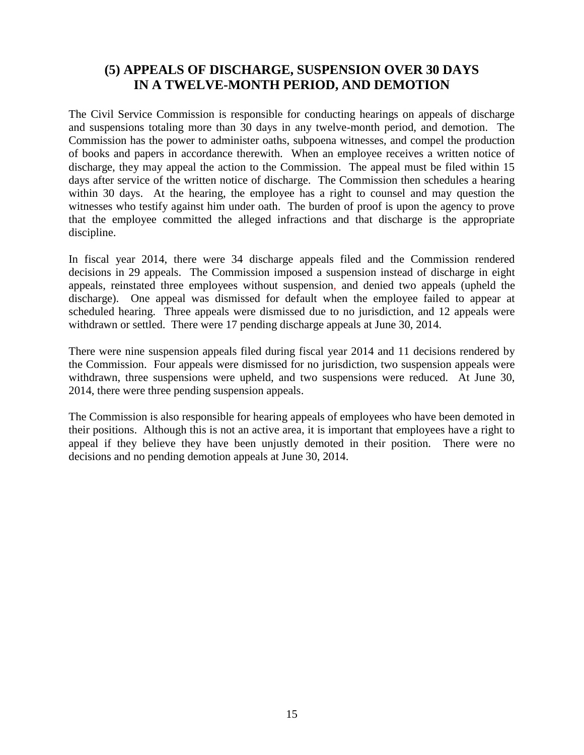## (5) APPEALS OF DISCHARGE, SUSPENSION OVER 30 DAYS IN A TWELVE-MONTH PERIOD, AND DEMOTION

The Civil Service Commission is responsible for conducting hearings on appeals of discharge and suspensions totaling more than 30 days in any twelve-month period, and demotion. The Commission has the power to administer oaths, subpoena witnesses, and compel the production of books and papers in accordance therewith. When an employee receives a written notice of discharge, they may appeal the action to the Commission. The appeal must be filed within 15 days after service of the written notice of discharge. The Commission then schedules a hearing within 30 days. At the hearing, the employee has a right to counsel and may question the witnesses who testify against him under oath. The burden of proof is upon the agency to prove that the employee committed the alleged infractions and that discharge is the appropriate discipline.

In fiscal year 2014, there were 34 discharge appeals filed and the Commission rendered decisions in 29 appeals. The Commission imposed a suspension instead of discharge in eight appeals, reinstated three employees without suspension, and denied two appeals (upheld the discharge). One appeal was dismissed for default when the employee failed to appear at scheduled hearing. Three appeals were dismissed due to no jurisdiction, and 12 appeals were withdrawn or settled. There were 17 pending discharge appeals at June 30, 2014.

There were nine suspension appeals filed during fiscal year 2014 and 11 decisions rendered by the Commission. Four appeals were dismissed for no jurisdiction, two suspension appeals were withdrawn, three suspensions were upheld, and two suspensions were reduced. At June 30, 2014, there were three pending suspension appeals.

The Commission is also responsible for hearing appeals of employees who have been demoted in their positions. Although this is not an active area, it is important that employees have a right to appeal if they believe they have been unjustly demoted in their position. There were no decisions and no pending demotion appeals at June 30, 2014.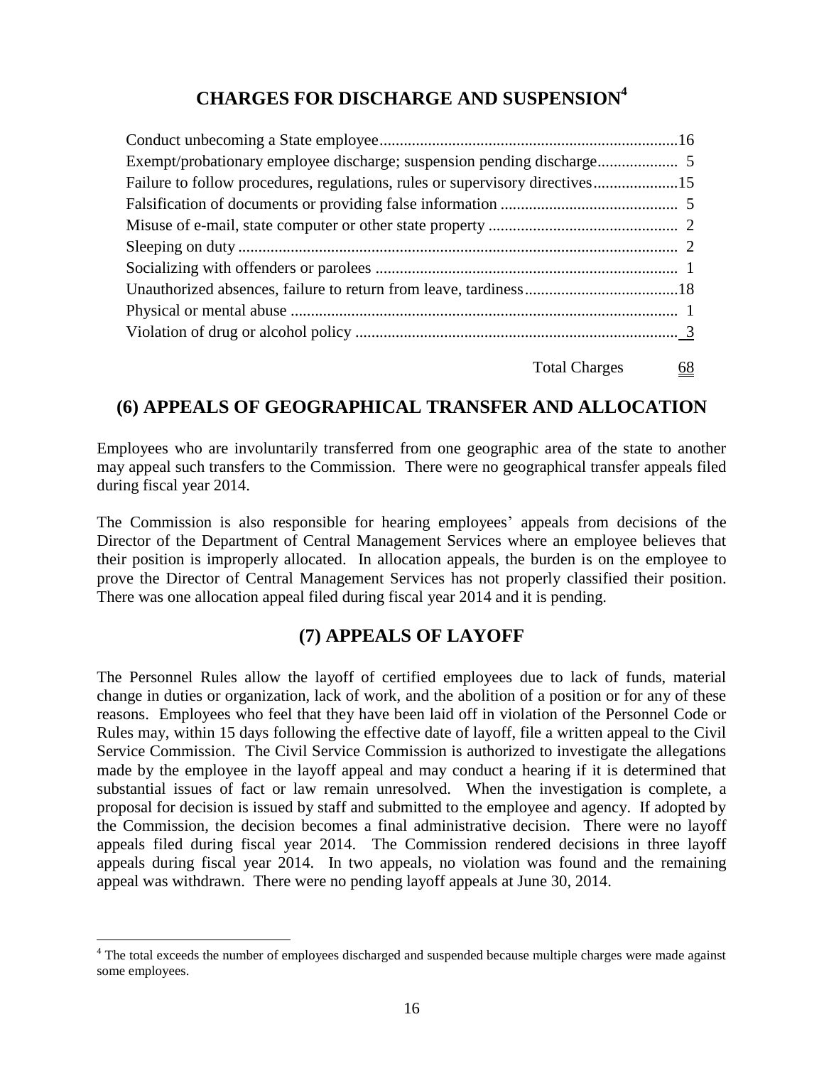## CHARGES FOR DISCHARGE AND SUSPENSION[4]

| Charge | Count |
| --- | --- |
| Conduct unbecoming a State employee | 16 |
| Exempt/probationary employee discharge; suspension pending discharge | 5 |
| Failure to follow procedures, regulations, rules or supervisory directives | 15 |
| Falsification of documents or providing false information | 5 |
| Misuse of e-mail, state computer or other state property | 2 |
| Sleeping on duty | 2 |
| Socializing with offenders or parolees | 1 |
| Unauthorized absences, failure to return from leave, tardiness | 18 |
| Physical or mental abuse | 1 |
| Violation of drug or alcohol policy | 3 |
| Total Charges | 68 |

## (6) APPEALS OF GEOGRAPHICAL TRANSFER AND ALLOCATION

Employees who are involuntarily transferred from one geographic area of the state to another may appeal such transfers to the Commission. There were no geographical transfer appeals filed during fiscal year 2014.

The Commission is also responsible for hearing employees' appeals from decisions of the Director of the Department of Central Management Services where an employee believes that their position is improperly allocated. In allocation appeals, the burden is on the employee to prove the Director of Central Management Services has not properly classified their position. There was one allocation appeal filed during fiscal year 2014 and it is pending.

## (7) APPEALS OF LAYOFF

The Personnel Rules allow the layoff of certified employees due to lack of funds, material change in duties or organization, lack of work, and the abolition of a position or for any of these reasons. Employees who feel that they have been laid off in violation of the Personnel Code or Rules may, within 15 days following the effective date of layoff, file a written appeal to the Civil Service Commission. The Civil Service Commission is authorized to investigate the allegations made by the employee in the layoff appeal and may conduct a hearing if it is determined that substantial issues of fact or law remain unresolved. When the investigation is complete, a proposal for decision is issued by staff and submitted to the employee and agency. If adopted by the Commission, the decision becomes a final administrative decision. There were no layoff appeals filed during fiscal year 2014. The Commission rendered decisions in three layoff appeals during fiscal year 2014. In two appeals, no violation was found and the remaining appeal was withdrawn. There were no pending layoff appeals at June 30, 2014.

[4] The total exceeds the number of employees discharged and suspended because multiple charges were made against some employees.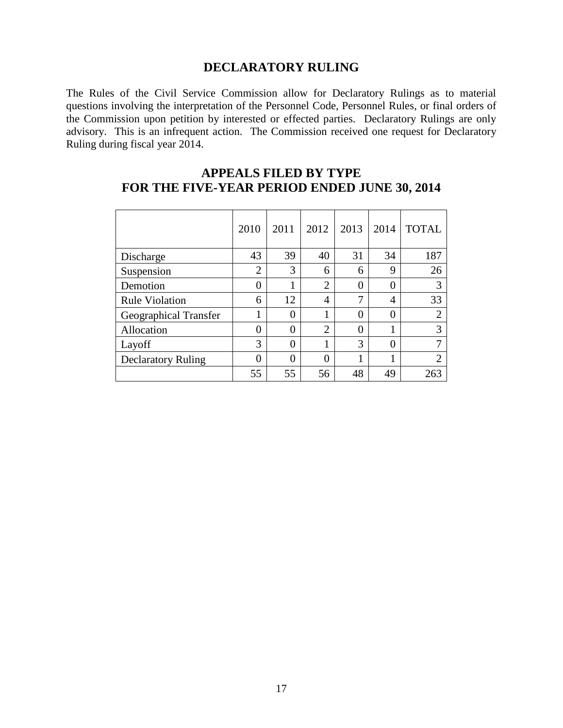## DECLARATORY RULING

The Rules of the Civil Service Commission allow for Declaratory Rulings as to material questions involving the interpretation of the Personnel Code, Personnel Rules, or final orders of the Commission upon petition by interested or effected parties. Declaratory Rulings are only advisory. This is an infrequent action. The Commission received one request for Declaratory Ruling during fiscal year 2014.

## APPEALS FILED BY TYPE
## FOR THE FIVE-YEAR PERIOD ENDED JUNE 30, 2014

| | 2010 | 2011 | 2012 | 2013 | 2014 | TOTAL |
|---|---|---|---|---|---|---|
| Discharge | 43 | 39 | 40 | 31 | 34 | 187 |
| Suspension | 2 | 3 | 6 | 6 | 9 | 26 |
| Demotion | 0 | 1 | 2 | 0 | 0 | 3 |
| Rule Violation | 6 | 12 | 4 | 7 | 4 | 33 |
| Geographical Transfer | 1 | 0 | 1 | 0 | 0 | 2 |
| Allocation | 0 | 0 | 2 | 0 | 1 | 3 |
| Layoff | 3 | 0 | 1 | 3 | 0 | 7 |
| Declaratory Ruling | 0 | 0 | 0 | 1 | 1 | 2 |
| | 55 | 55 | 56 | 48 | 49 | 263 |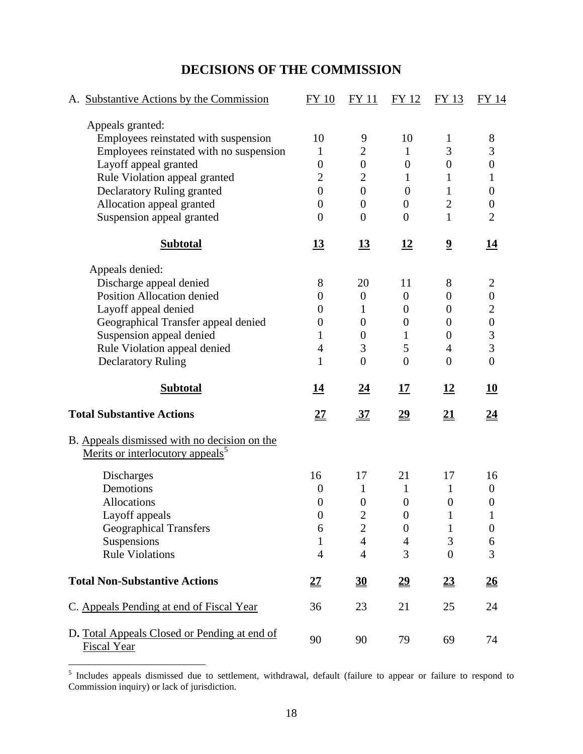# DECISIONS OF THE COMMISSION

| A. Substantive Actions by the Commission | FY 10 | FY 11 | FY 12 | FY 13 | FY 14 |
|---|---|---|---|---|---|
| Appeals granted: | | | | | |
| Employees reinstated with suspension | 10 | 9 | 10 | 1 | 8 |
| Employees reinstated with no suspension | 1 | 2 | 1 | 3 | 3 |
| Layoff appeal granted | 0 | 0 | 0 | 0 | 0 |
| Rule Violation appeal granted | 2 | 2 | 1 | 1 | 1 |
| Declaratory Ruling granted | 0 | 0 | 0 | 1 | 0 |
| Allocation appeal granted | 0 | 0 | 0 | 2 | 0 |
| Suspension appeal granted | 0 | 0 | 0 | 1 | 2 |
| **Subtotal** | **13** | **13** | **12** | **9** | **14** |
| Appeals denied: | | | | | |
| Discharge appeal denied | 8 | 20 | 11 | 8 | 2 |
| Position Allocation denied | 0 | 0 | 0 | 0 | 0 |
| Layoff appeal denied | 0 | 1 | 0 | 0 | 2 |
| Geographical Transfer appeal denied | 0 | 0 | 0 | 0 | 0 |
| Suspension appeal denied | 1 | 0 | 1 | 0 | 3 |
| Rule Violation appeal denied | 4 | 3 | 5 | 4 | 3 |
| Declaratory Ruling | 1 | 0 | 0 | 0 | 0 |
| **Subtotal** | **14** | **24** | **17** | **12** | **10** |
| **Total Substantive Actions** | **27** | **37** | **29** | **21** | **24** |
| B. Appeals dismissed with no decision on the Merits or interlocutory appeals[5] | | | | | |
| Discharges | 16 | 17 | 21 | 17 | 16 |
| Demotions | 0 | 1 | 1 | 1 | 0 |
| Allocations | 0 | 0 | 0 | 0 | 0 |
| Layoff appeals | 0 | 2 | 0 | 1 | 1 |
| Geographical Transfers | 6 | 2 | 0 | 1 | 0 |
| Suspensions | 1 | 4 | 4 | 3 | 6 |
| Rule Violations | 4 | 4 | 3 | 0 | 3 |
| **Total Non-Substantive Actions** | **27** | **30** | **29** | **23** | **26** |
| C. Appeals Pending at end of Fiscal Year | 36 | 23 | 21 | 25 | 24 |
| D. Total Appeals Closed or Pending at end of Fiscal Year | 90 | 90 | 79 | 69 | 74 |

[5] Includes appeals dismissed due to settlement, withdrawal, default (failure to appear or failure to respond to Commission inquiry) or lack of jurisdiction.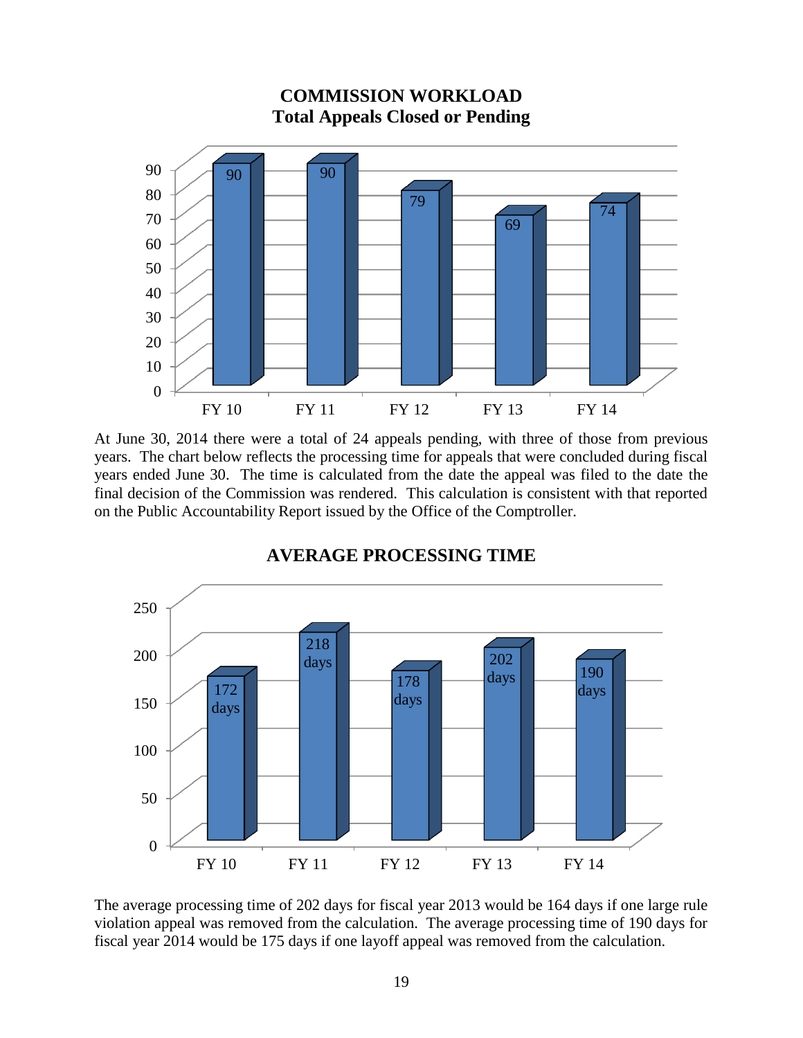## COMMISSION WORKLOAD
### Total Appeals Closed or Pending

| | FY 10 | FY 11 | FY 12 | FY 13 | FY 14 |
|---|---|---|---|---|---|
| Total Appeals Closed or Pending | 90 | 90 | 79 | 69 | 74 |

At June 30, 2014 there were a total of 24 appeals pending, with three of those from previous years. The chart below reflects the processing time for appeals that were concluded during fiscal years ended June 30. The time is calculated from the date the appeal was filed to the date the final decision of the Commission was rendered. This calculation is consistent with that reported on the Public Accountability Report issued by the Office of the Comptroller.

## AVERAGE PROCESSING TIME

| | FY 10 | FY 11 | FY 12 | FY 13 | FY 14 |
|---|---|---|---|---|---|
| Average Processing Time | 172 days | 218 days | 178 days | 202 days | 190 days |

The average processing time of 202 days for fiscal year 2013 would be 164 days if one large rule violation appeal was removed from the calculation. The average processing time of 190 days for fiscal year 2014 would be 175 days if one layoff appeal was removed from the calculation.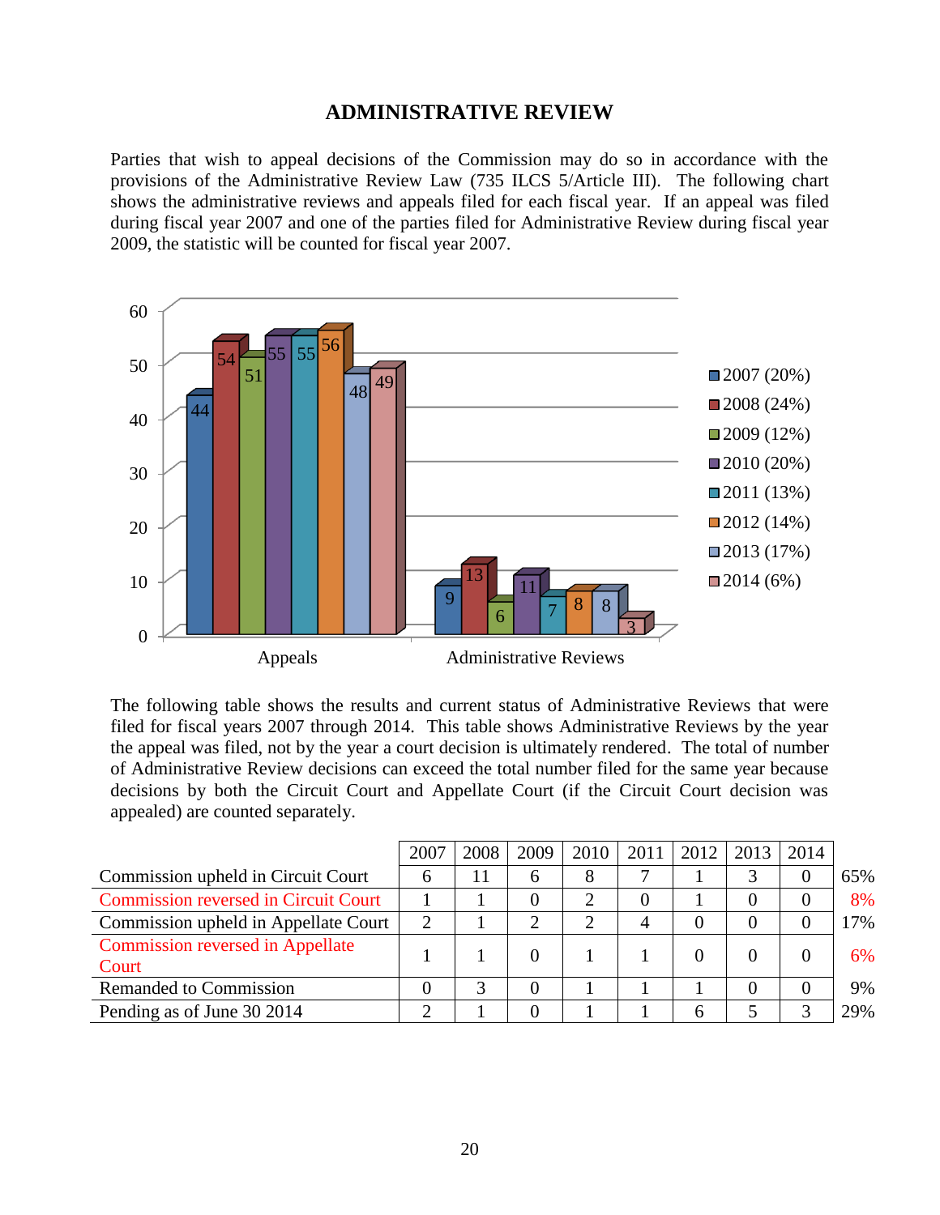## ADMINISTRATIVE REVIEW

Parties that wish to appeal decisions of the Commission may do so in accordance with the provisions of the Administrative Review Law (735 ILCS 5/Article III). The following chart shows the administrative reviews and appeals filed for each fiscal year. If an appeal was filed during fiscal year 2007 and one of the parties filed for Administrative Review during fiscal year 2009, the statistic will be counted for fiscal year 2007.

| | Appeals | Administrative Reviews |
|---|---|---|
| 2007 (20%) | 44 | 9 |
| 2008 (24%) | 54 | 13 |
| 2009 (12%) | 51 | 6 |
| 2010 (20%) | 55 | 11 |
| 2011 (13%) | 55 | 7 |
| 2012 (14%) | 56 | 8 |
| 2013 (17%) | 48 | 8 |
| 2014 (6%) | 49 | 3 |

The following table shows the results and current status of Administrative Reviews that were filed for fiscal years 2007 through 2014. This table shows Administrative Reviews by the year the appeal was filed, not by the year a court decision is ultimately rendered. The total of number of Administrative Review decisions can exceed the total number filed for the same year because decisions by both the Circuit Court and Appellate Court (if the Circuit Court decision was appealed) are counted separately.

| | 2007 | 2008 | 2009 | 2010 | 2011 | 2012 | 2013 | 2014 | |
|---|---|---|---|---|---|---|---|---|---|
| Commission upheld in Circuit Court | 6 | 11 | 6 | 8 | 7 | 1 | 3 | 0 | 65% |
| Commission reversed in Circuit Court | 1 | 1 | 0 | 2 | 0 | 1 | 0 | 0 | 8% |
| Commission upheld in Appellate Court | 2 | 1 | 2 | 2 | 4 | 0 | 0 | 0 | 17% |
| Commission reversed in Appellate Court | 1 | 1 | 0 | 1 | 1 | 0 | 0 | 0 | 6% |
| Remanded to Commission | 0 | 3 | 0 | 1 | 1 | 1 | 0 | 0 | 9% |
| Pending as of June 30 2014 | 2 | 1 | 0 | 1 | 1 | 6 | 5 | 3 | 29% |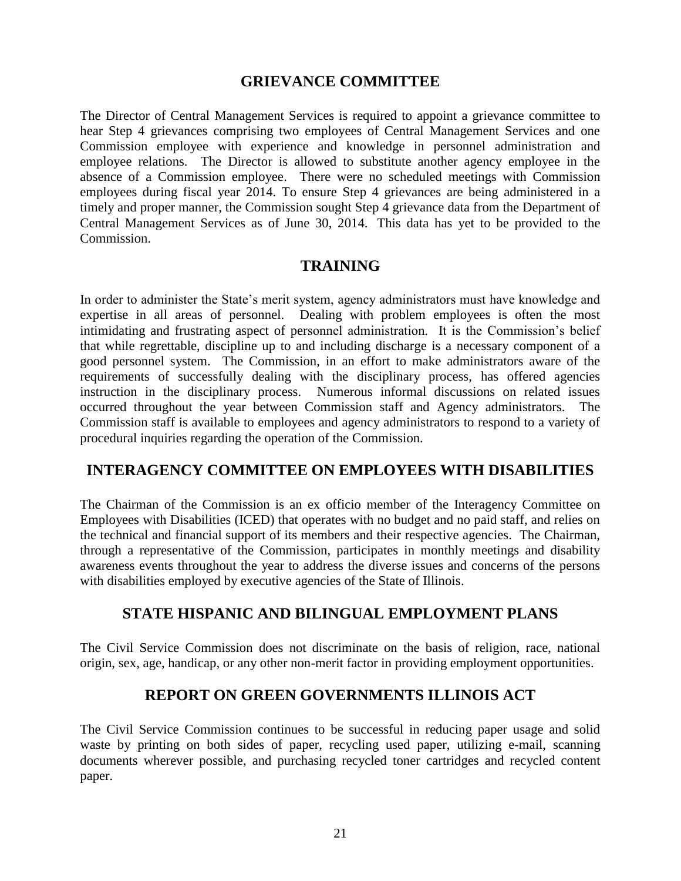## GRIEVANCE COMMITTEE

The Director of Central Management Services is required to appoint a grievance committee to hear Step 4 grievances comprising two employees of Central Management Services and one Commission employee with experience and knowledge in personnel administration and employee relations. The Director is allowed to substitute another agency employee in the absence of a Commission employee. There were no scheduled meetings with Commission employees during fiscal year 2014. To ensure Step 4 grievances are being administered in a timely and proper manner, the Commission sought Step 4 grievance data from the Department of Central Management Services as of June 30, 2014. This data has yet to be provided to the Commission.

## TRAINING

In order to administer the State's merit system, agency administrators must have knowledge and expertise in all areas of personnel. Dealing with problem employees is often the most intimidating and frustrating aspect of personnel administration. It is the Commission's belief that while regrettable, discipline up to and including discharge is a necessary component of a good personnel system. The Commission, in an effort to make administrators aware of the requirements of successfully dealing with the disciplinary process, has offered agencies instruction in the disciplinary process. Numerous informal discussions on related issues occurred throughout the year between Commission staff and Agency administrators. The Commission staff is available to employees and agency administrators to respond to a variety of procedural inquiries regarding the operation of the Commission.

## INTERAGENCY COMMITTEE ON EMPLOYEES WITH DISABILITIES

The Chairman of the Commission is an ex officio member of the Interagency Committee on Employees with Disabilities (ICED) that operates with no budget and no paid staff, and relies on the technical and financial support of its members and their respective agencies. The Chairman, through a representative of the Commission, participates in monthly meetings and disability awareness events throughout the year to address the diverse issues and concerns of the persons with disabilities employed by executive agencies of the State of Illinois.

## STATE HISPANIC AND BILINGUAL EMPLOYMENT PLANS

The Civil Service Commission does not discriminate on the basis of religion, race, national origin, sex, age, handicap, or any other non-merit factor in providing employment opportunities.

## REPORT ON GREEN GOVERNMENTS ILLINOIS ACT

The Civil Service Commission continues to be successful in reducing paper usage and solid waste by printing on both sides of paper, recycling used paper, utilizing e-mail, scanning documents wherever possible, and purchasing recycled toner cartridges and recycled content paper.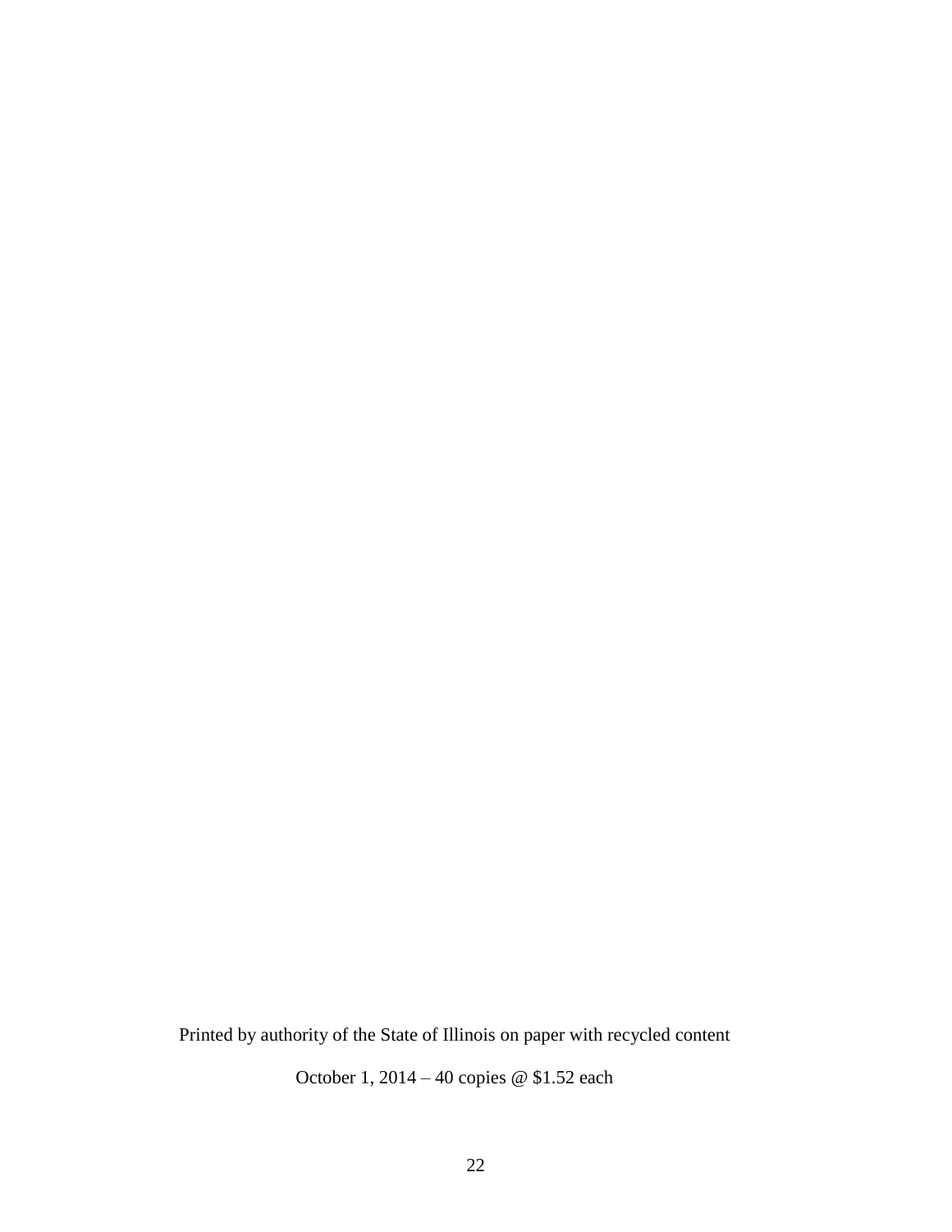Printed by authority of the State of Illinois on paper with recycled content

October 1, 2014 – 40 copies @ $1.52 each